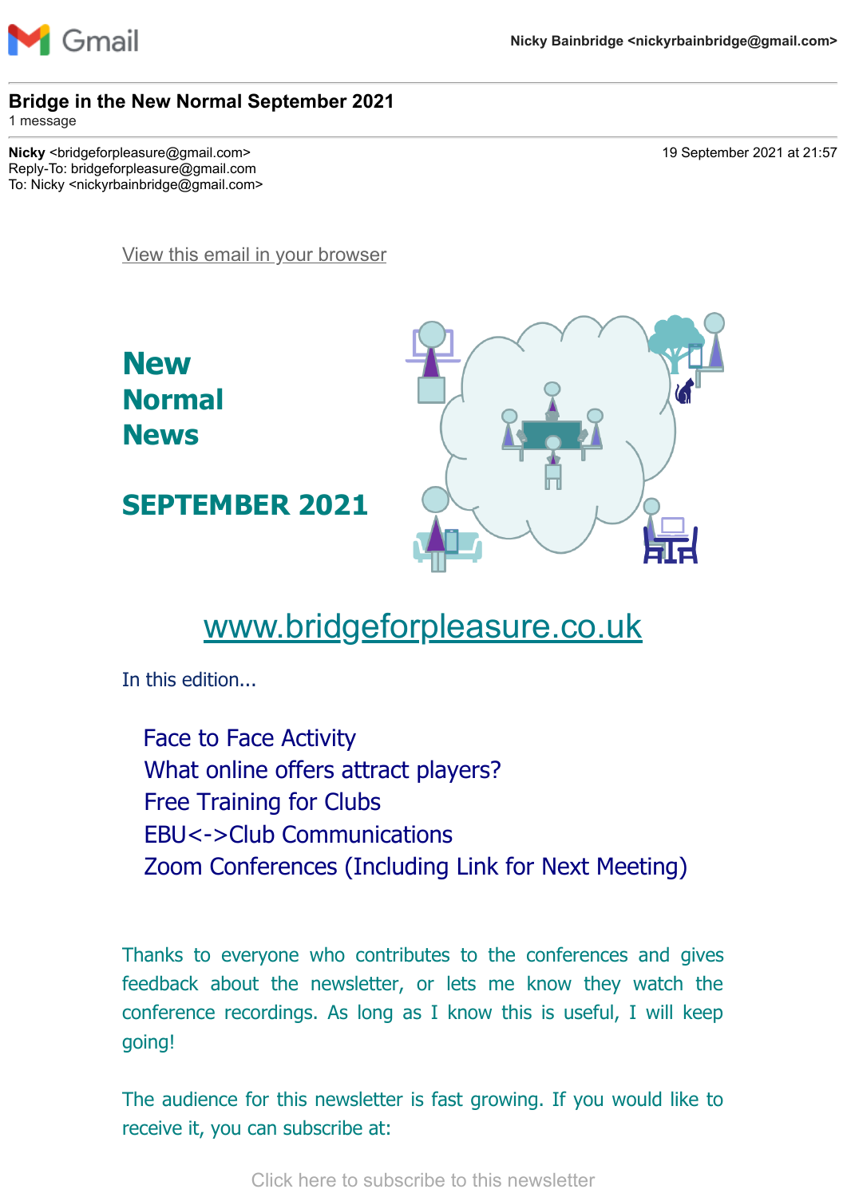Gmail

Nicky Bainbridge <nickyrbainbridge@gmail.com>

# Bridge in the New Normal September 2021

1 message

**Nicky** <bridgeforpleasure@gmail.com>
Reply-To: bridgeforpleasure@gmail.com
To: Nicky <nickyrbainbridge@gmail.com>

19 September 2021 at 21:57

View this email in your browser

## New Normal News

## SEPTEMBER 2021

www.bridgeforpleasure.co.uk

In this edition...

- Face to Face Activity
- What online offers attract players?
- Free Training for Clubs
- EBU<->Club Communications
- Zoom Conferences (Including Link for Next Meeting)

Thanks to everyone who contributes to the conferences and gives feedback about the newsletter, or lets me know they watch the conference recordings. As long as I know this is useful, I will keep going!

The audience for this newsletter is fast growing. If you would like to receive it, you can subscribe at:

Click here to subscribe to this newsletter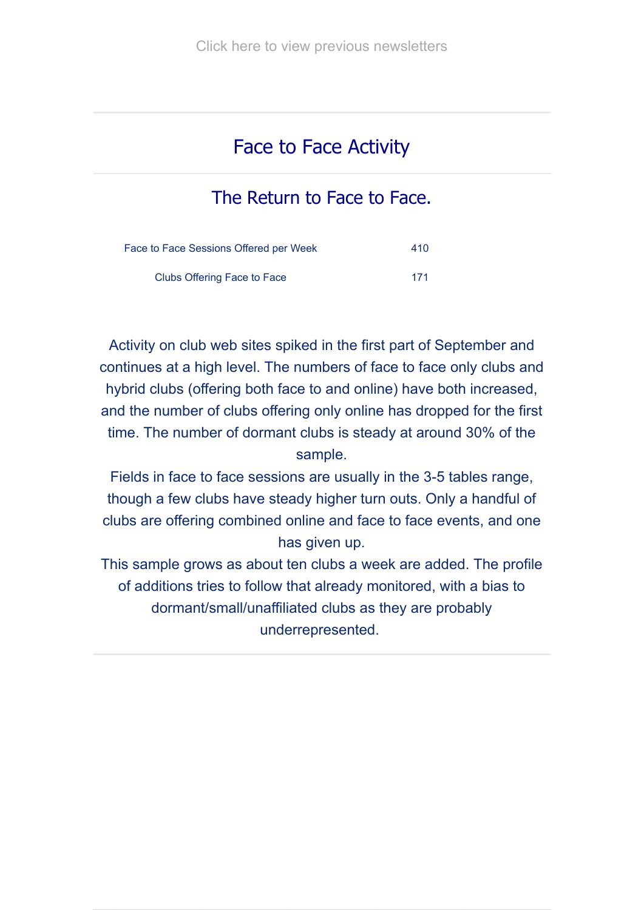Click here to view previous newsletters

# Face to Face Activity

## The Return to Face to Face.

| | |
|---|---|
| Face to Face Sessions Offered per Week | 410 |
| Clubs Offering Face to Face | 171 |

Activity on club web sites spiked in the first part of September and continues at a high level. The numbers of face to face only clubs and hybrid clubs (offering both face to and online) have both increased, and the number of clubs offering only online has dropped for the first time. The number of dormant clubs is steady at around 30% of the sample.

Fields in face to face sessions are usually in the 3-5 tables range, though a few clubs have steady higher turn outs. Only a handful of clubs are offering combined online and face to face events, and one has given up.

This sample grows as about ten clubs a week are added. The profile of additions tries to follow that already monitored, with a bias to dormant/small/unaffiliated clubs as they are probably underrepresented.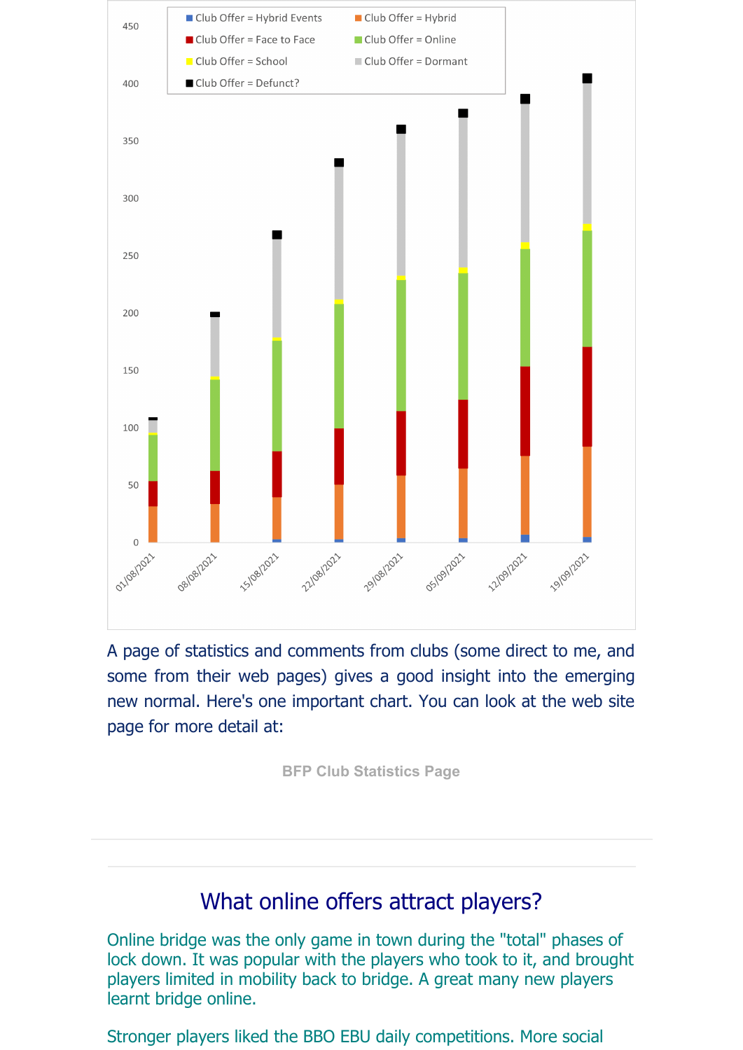Club Offer = Hybrid Events
Club Offer = Hybrid
Club Offer = Face to Face
Club Offer = Online
Club Offer = School
Club Offer = Dormant
Club Offer = Defunct?

450
400
350
300
250
200
150
100
50
0

01/08/2021
08/08/2021
15/08/2021
22/08/2021
29/08/2021
05/09/2021
12/09/2021
19/09/2021

A page of statistics and comments from clubs (some direct to me, and some from their web pages) gives a good insight into the emerging new normal. Here's one important chart. You can look at the web site page for more detail at:

**BFP Club Statistics Page**

---

## What online offers attract players?

Online bridge was the only game in town during the "total" phases of lock down. It was popular with the players who took to it, and brought players limited in mobility back to bridge. A great many new players learnt bridge online.

Stronger players liked the BBO EBU daily competitions. More social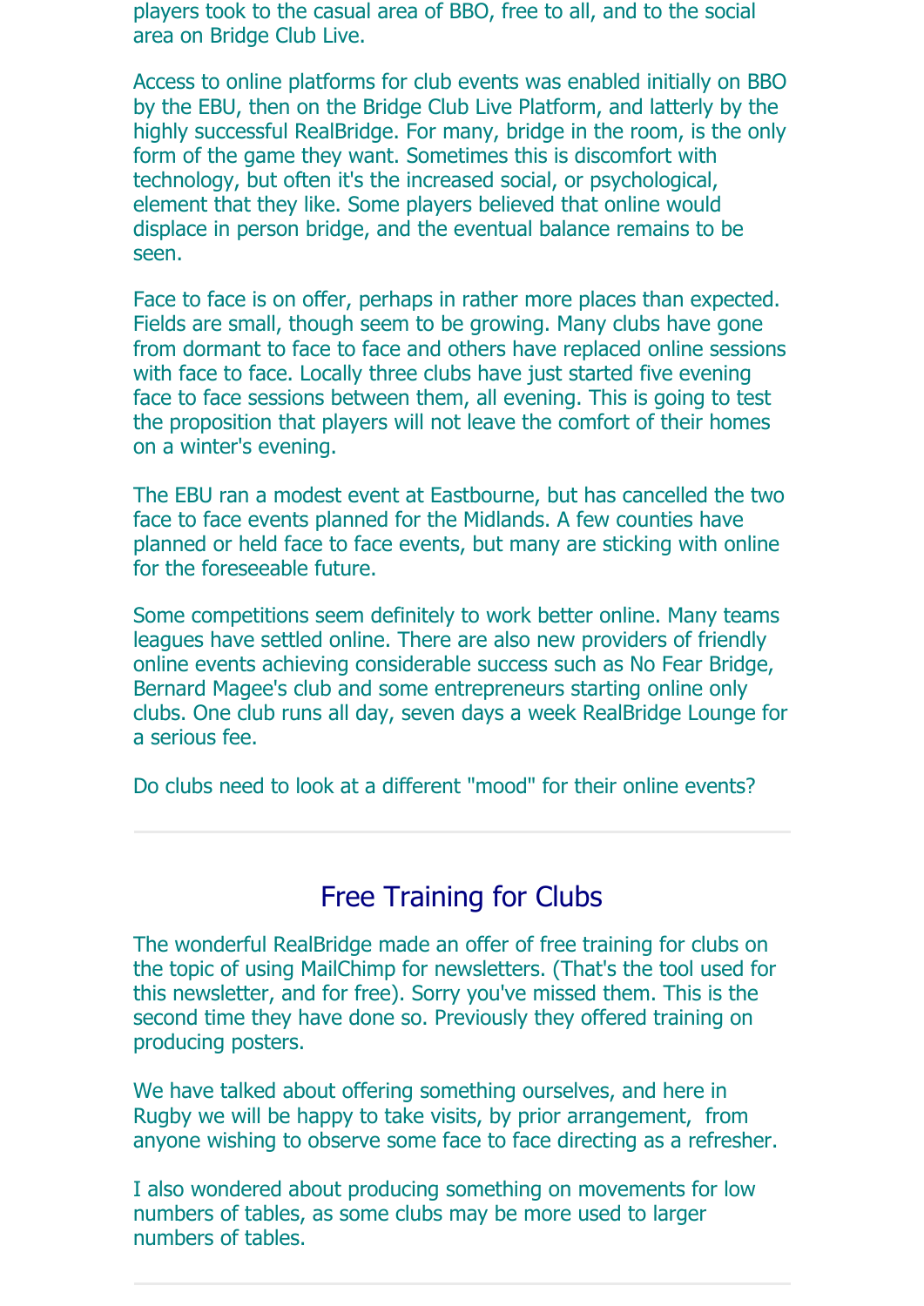players took to the casual area of BBO, free to all, and to the social area on Bridge Club Live.

Access to online platforms for club events was enabled initially on BBO by the EBU, then on the Bridge Club Live Platform, and latterly by the highly successful RealBridge. For many, bridge in the room, is the only form of the game they want. Sometimes this is discomfort with technology, but often it's the increased social, or psychological, element that they like. Some players believed that online would displace in person bridge, and the eventual balance remains to be seen.

Face to face is on offer, perhaps in rather more places than expected. Fields are small, though seem to be growing. Many clubs have gone from dormant to face to face and others have replaced online sessions with face to face. Locally three clubs have just started five evening face to face sessions between them, all evening. This is going to test the proposition that players will not leave the comfort of their homes on a winter's evening.

The EBU ran a modest event at Eastbourne, but has cancelled the two face to face events planned for the Midlands. A few counties have planned or held face to face events, but many are sticking with online for the foreseeable future.

Some competitions seem definitely to work better online. Many teams leagues have settled online. There are also new providers of friendly online events achieving considerable success such as No Fear Bridge, Bernard Magee's club and some entrepreneurs starting online only clubs. One club runs all day, seven days a week RealBridge Lounge for a serious fee.

Do clubs need to look at a different "mood" for their online events?

---

## Free Training for Clubs

The wonderful RealBridge made an offer of free training for clubs on the topic of using MailChimp for newsletters. (That's the tool used for this newsletter, and for free). Sorry you've missed them. This is the second time they have done so. Previously they offered training on producing posters.

We have talked about offering something ourselves, and here in Rugby we will be happy to take visits, by prior arrangement, from anyone wishing to observe some face to face directing as a refresher.

I also wondered about producing something on movements for low numbers of tables, as some clubs may be more used to larger numbers of tables.

---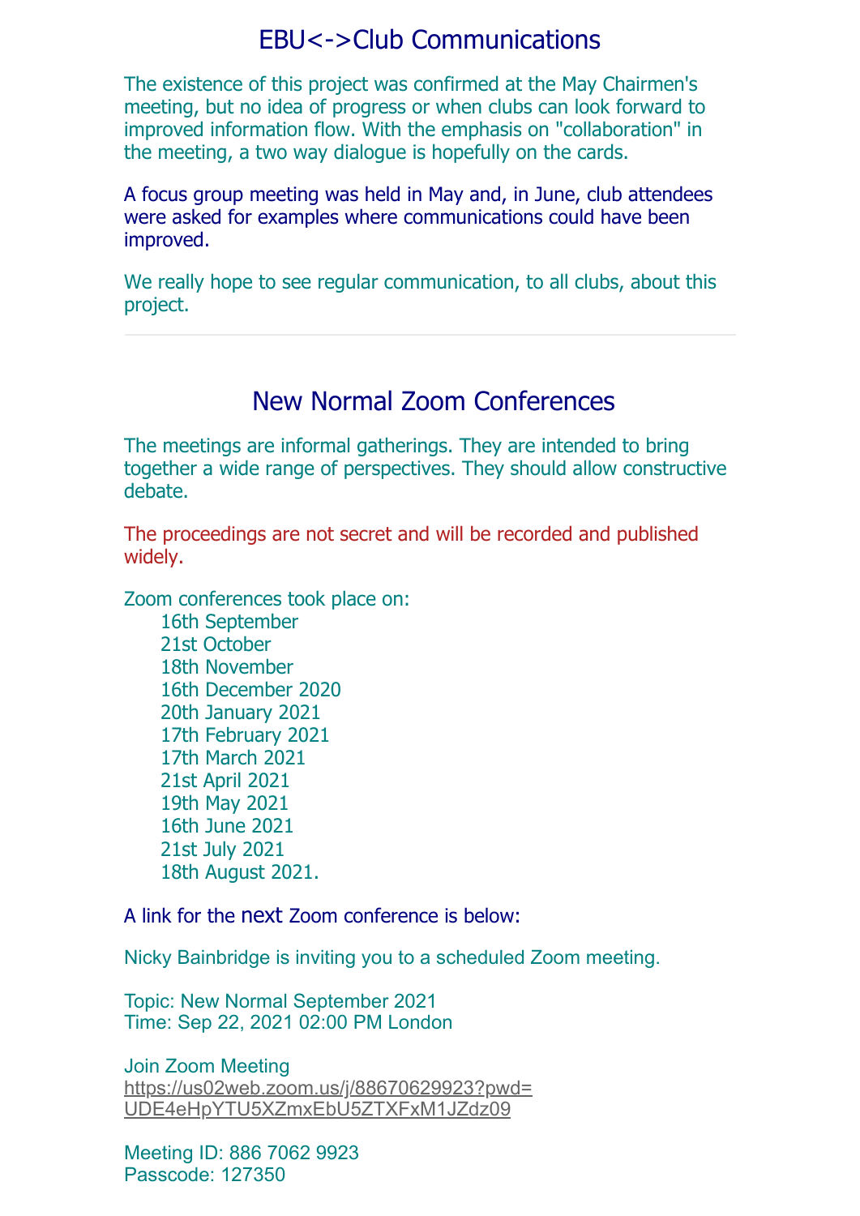## EBU<->Club Communications

The existence of this project was confirmed at the May Chairmen's meeting, but no idea of progress or when clubs can look forward to improved information flow. With the emphasis on "collaboration" in the meeting, a two way dialogue is hopefully on the cards.

A focus group meeting was held in May and, in June, club attendees were asked for examples where communications could have been improved.

We really hope to see regular communication, to all clubs, about this project.

---

## New Normal Zoom Conferences

The meetings are informal gatherings. They are intended to bring together a wide range of perspectives. They should allow constructive debate.

The proceedings are not secret and will be recorded and published widely.

Zoom conferences took place on:

- 16th September
- 21st October
- 18th November
- 16th December 2020
- 20th January 2021
- 17th February 2021
- 17th March 2021
- 21st April 2021
- 19th May 2021
- 16th June 2021
- 21st July 2021
- 18th August 2021.

A link for the next Zoom conference is below:

Nicky Bainbridge is inviting you to a scheduled Zoom meeting.

Topic: New Normal September 2021
Time: Sep 22, 2021 02:00 PM London

Join Zoom Meeting
https://us02web.zoom.us/j/88670629923?pwd=UDE4eHpYTU5XZmxEbU5ZTXFxM1JZdz09

Meeting ID: 886 7062 9923
Passcode: 127350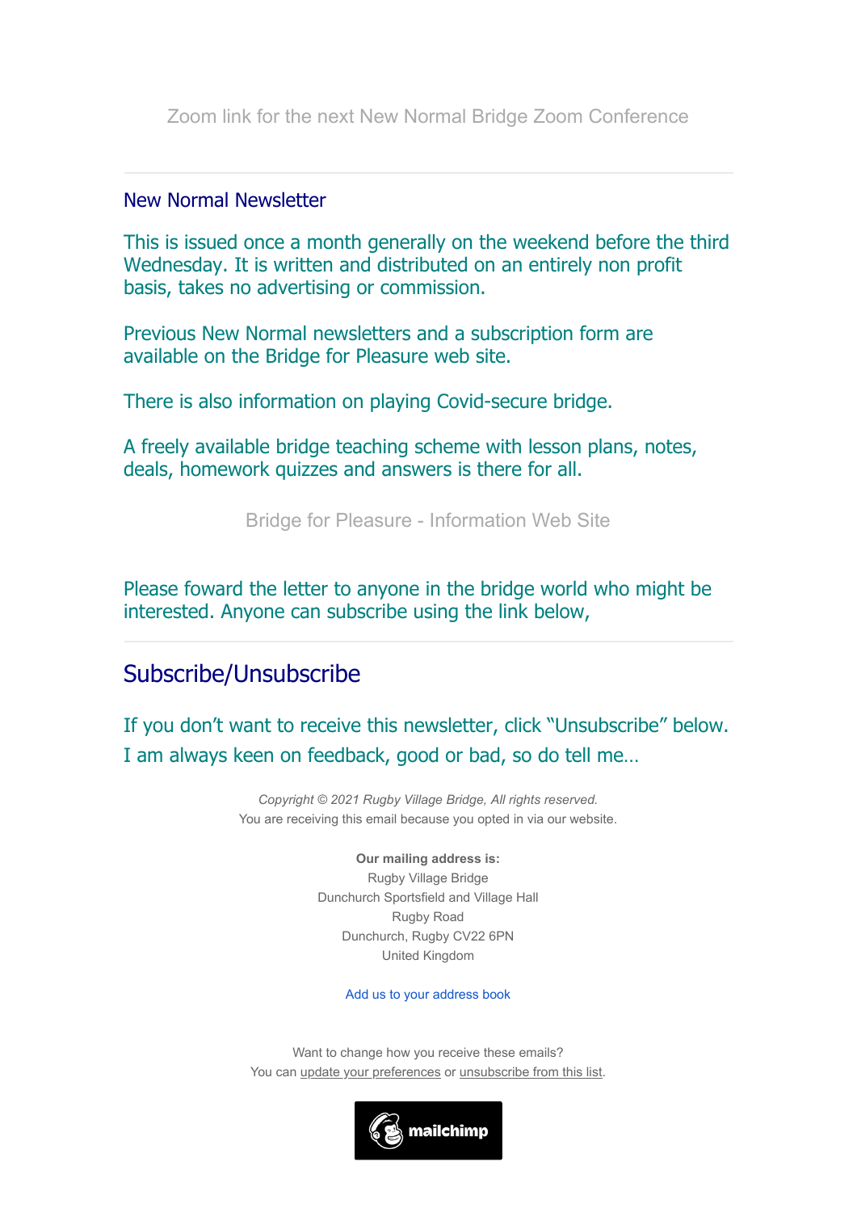Zoom link for the next New Normal Bridge Zoom Conference

---

## New Normal Newsletter

This is issued once a month generally on the weekend before the third Wednesday. It is written and distributed on an entirely non profit basis, takes no advertising or commission.

Previous New Normal newsletters and a subscription form are available on the Bridge for Pleasure web site.

There is also information on playing Covid-secure bridge.

A freely available bridge teaching scheme with lesson plans, notes, deals, homework quizzes and answers is there for all.

Bridge for Pleasure - Information Web Site

Please foward the letter to anyone in the bridge world who might be interested. Anyone can subscribe using the link below,

---

## Subscribe/Unsubscribe

If you don't want to receive this newsletter, click "Unsubscribe" below.
I am always keen on feedback, good or bad, so do tell me…

*Copyright © 2021 Rugby Village Bridge, All rights reserved.*
You are receiving this email because you opted in via our website.

**Our mailing address is:**
Rugby Village Bridge
Dunchurch Sportsfield and Village Hall
Rugby Road
Dunchurch, Rugby CV22 6PN
United Kingdom

Add us to your address book

Want to change how you receive these emails?
You can update your preferences or unsubscribe from this list.

mailchimp